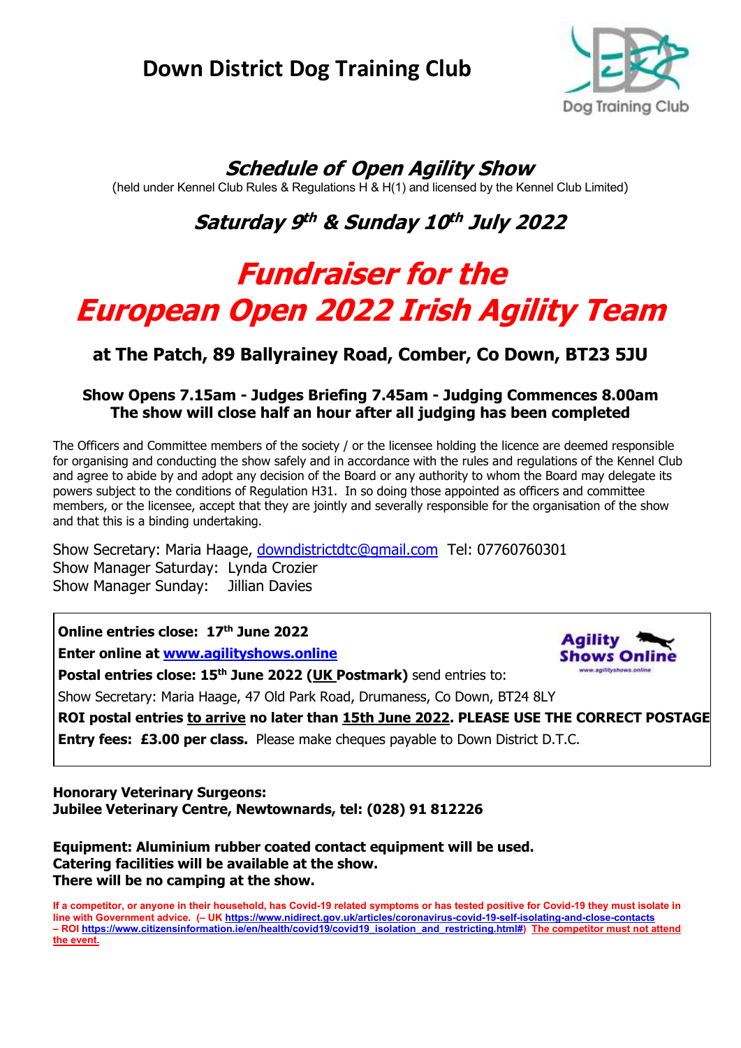# Down District Dog Training Club

## *Schedule of Open Agility Show*

(held under Kennel Club Rules & Regulations H & H(1) and licensed by the Kennel Club Limited)

## *Saturday 9th & Sunday 10th July 2022*

# *Fundraiser for the European Open 2022 Irish Agility Team*

### at The Patch, 89 Ballyrainey Road, Comber, Co Down, BT23 5JU

**Show Opens 7.15am - Judges Briefing 7.45am - Judging Commences 8.00am**
**The show will close half an hour after all judging has been completed**

The Officers and Committee members of the society / or the licensee holding the licence are deemed responsible for organising and conducting the show safely and in accordance with the rules and regulations of the Kennel Club and agree to abide by and adopt any decision of the Board or any authority to whom the Board may delegate its powers subject to the conditions of Regulation H31. In so doing those appointed as officers and committee members, or the licensee, accept that they are jointly and severally responsible for the organisation of the show and that this is a binding undertaking.

Show Secretary: Maria Haage, downdistrictdtc@gmail.com Tel: 07760760301
Show Manager Saturday: Lynda Crozier
Show Manager Sunday: Jillian Davies

**Online entries close: 17th June 2022**
**Enter online at www.agilityshows.online**
**Postal entries close: 15th June 2022 (UK Postmark)** send entries to:
Show Secretary: Maria Haage, 47 Old Park Road, Drumaness, Co Down, BT24 8LY
**ROI postal entries to arrive no later than 15th June 2022. PLEASE USE THE CORRECT POSTAGE**
**Entry fees: £3.00 per class.** Please make cheques payable to Down District D.T.C.

**Honorary Veterinary Surgeons:**
**Jubilee Veterinary Centre, Newtownards, tel: (028) 91 812226**

**Equipment: Aluminium rubber coated contact equipment will be used.**
**Catering facilities will be available at the show.**
**There will be no camping at the show.**

**If a competitor, or anyone in their household, has Covid-19 related symptoms or has tested positive for Covid-19 they must isolate in line with Government advice. (– UK https://www.nidirect.gov.uk/articles/coronavirus-covid-19-self-isolating-and-close-contacts – ROI https://www.citizensinformation.ie/en/health/covid19/covid19_isolation_and_restricting.html#) The competitor must not attend the event.**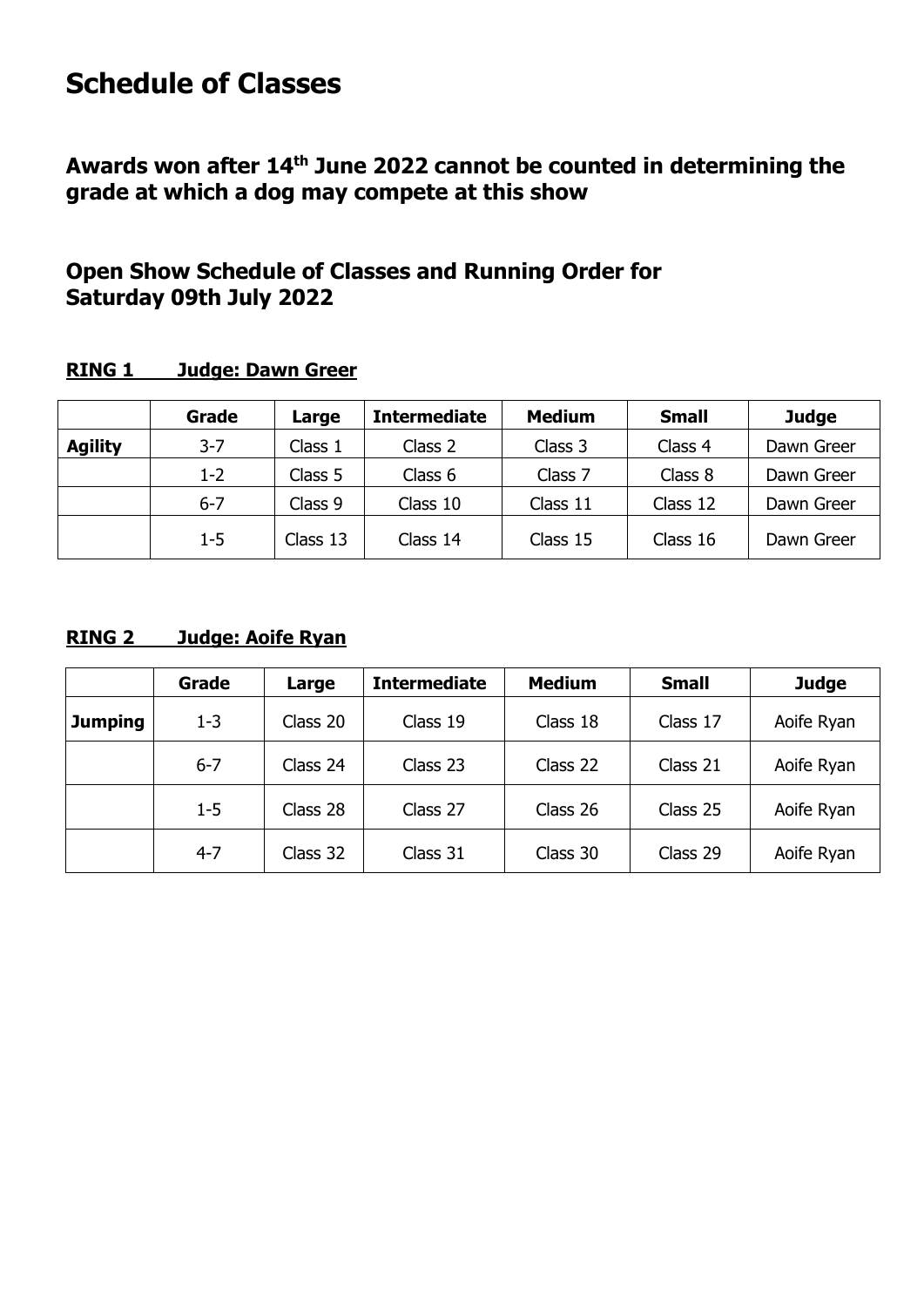# Schedule of Classes

**Awards won after 14th June 2022 cannot be counted in determining the grade at which a dog may compete at this show**

**Open Show Schedule of Classes and Running Order for Saturday 09th July 2022**

**RING 1 Judge: Dawn Greer**

| | Grade | Large | Intermediate | Medium | Small | Judge |
|---|---|---|---|---|---|---|
| **Agility** | 3-7 | Class 1 | Class 2 | Class 3 | Class 4 | Dawn Greer |
| | 1-2 | Class 5 | Class 6 | Class 7 | Class 8 | Dawn Greer |
| | 6-7 | Class 9 | Class 10 | Class 11 | Class 12 | Dawn Greer |
| | 1-5 | Class 13 | Class 14 | Class 15 | Class 16 | Dawn Greer |

**RING 2 Judge: Aoife Ryan**

| | Grade | Large | Intermediate | Medium | Small | Judge |
|---|---|---|---|---|---|---|
| **Jumping** | 1-3 | Class 20 | Class 19 | Class 18 | Class 17 | Aoife Ryan |
| | 6-7 | Class 24 | Class 23 | Class 22 | Class 21 | Aoife Ryan |
| | 1-5 | Class 28 | Class 27 | Class 26 | Class 25 | Aoife Ryan |
| | 4-7 | Class 32 | Class 31 | Class 30 | Class 29 | Aoife Ryan |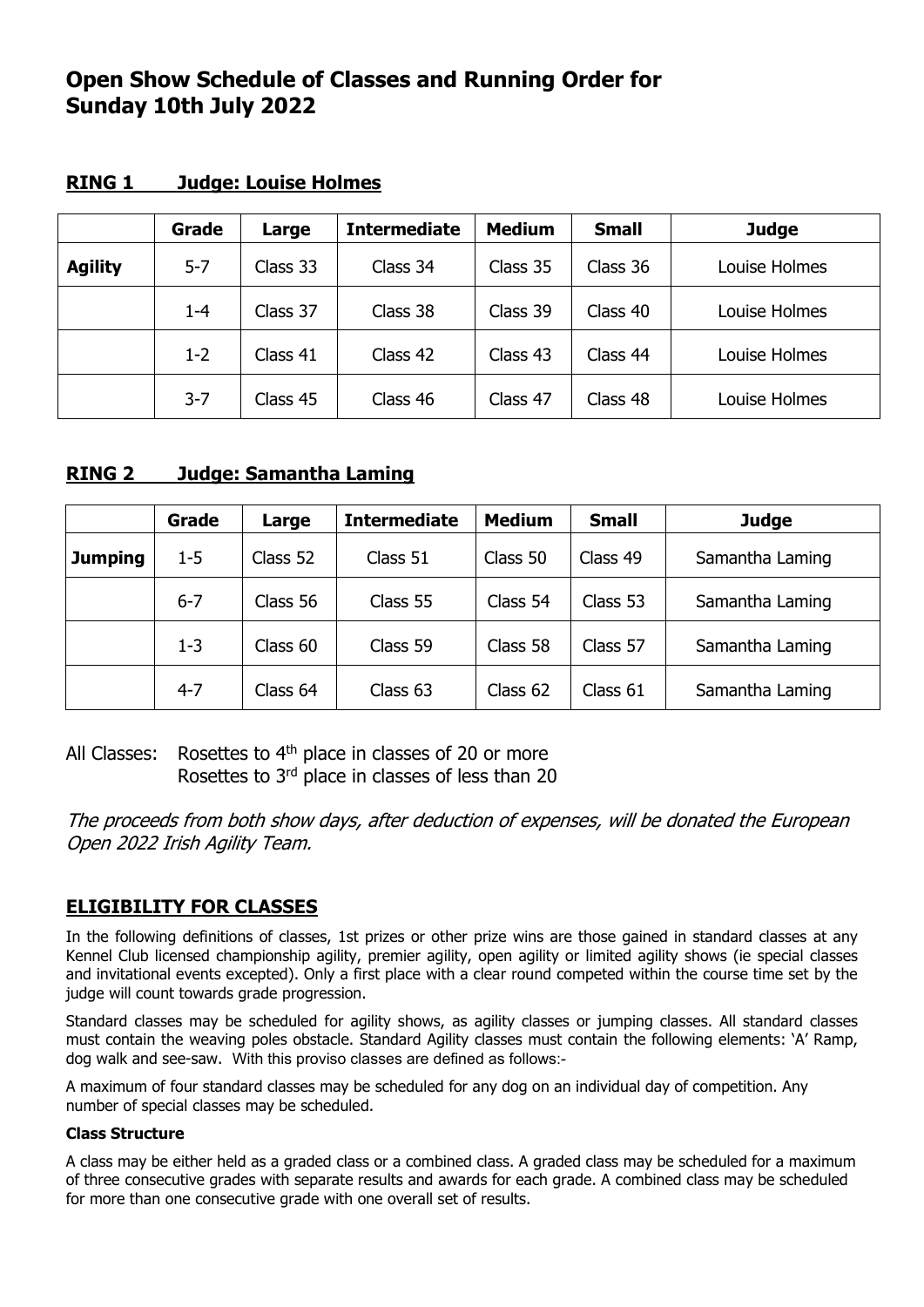# Open Show Schedule of Classes and Running Order for Sunday 10th July 2022

## RING 1 Judge: Louise Holmes

| | Grade | Large | Intermediate | Medium | Small | Judge |
|---|---|---|---|---|---|---|
| **Agility** | 5-7 | Class 33 | Class 34 | Class 35 | Class 36 | Louise Holmes |
| | 1-4 | Class 37 | Class 38 | Class 39 | Class 40 | Louise Holmes |
| | 1-2 | Class 41 | Class 42 | Class 43 | Class 44 | Louise Holmes |
| | 3-7 | Class 45 | Class 46 | Class 47 | Class 48 | Louise Holmes |

## RING 2 Judge: Samantha Laming

| | Grade | Large | Intermediate | Medium | Small | Judge |
|---|---|---|---|---|---|---|
| **Jumping** | 1-5 | Class 52 | Class 51 | Class 50 | Class 49 | Samantha Laming |
| | 6-7 | Class 56 | Class 55 | Class 54 | Class 53 | Samantha Laming |
| | 1-3 | Class 60 | Class 59 | Class 58 | Class 57 | Samantha Laming |
| | 4-7 | Class 64 | Class 63 | Class 62 | Class 61 | Samantha Laming |

All Classes: Rosettes to 4th place in classes of 20 or more
Rosettes to 3rd place in classes of less than 20

*The proceeds from both show days, after deduction of expenses, will be donated the European Open 2022 Irish Agility Team.*

## ELIGIBILITY FOR CLASSES

In the following definitions of classes, 1st prizes or other prize wins are those gained in standard classes at any Kennel Club licensed championship agility, premier agility, open agility or limited agility shows (ie special classes and invitational events excepted). Only a first place with a clear round competed within the course time set by the judge will count towards grade progression.

Standard classes may be scheduled for agility shows, as agility classes or jumping classes. All standard classes must contain the weaving poles obstacle. Standard Agility classes must contain the following elements: 'A' Ramp, dog walk and see-saw. With this proviso classes are defined as follows:-

A maximum of four standard classes may be scheduled for any dog on an individual day of competition. Any number of special classes may be scheduled.

**Class Structure**

A class may be either held as a graded class or a combined class. A graded class may be scheduled for a maximum of three consecutive grades with separate results and awards for each grade. A combined class may be scheduled for more than one consecutive grade with one overall set of results.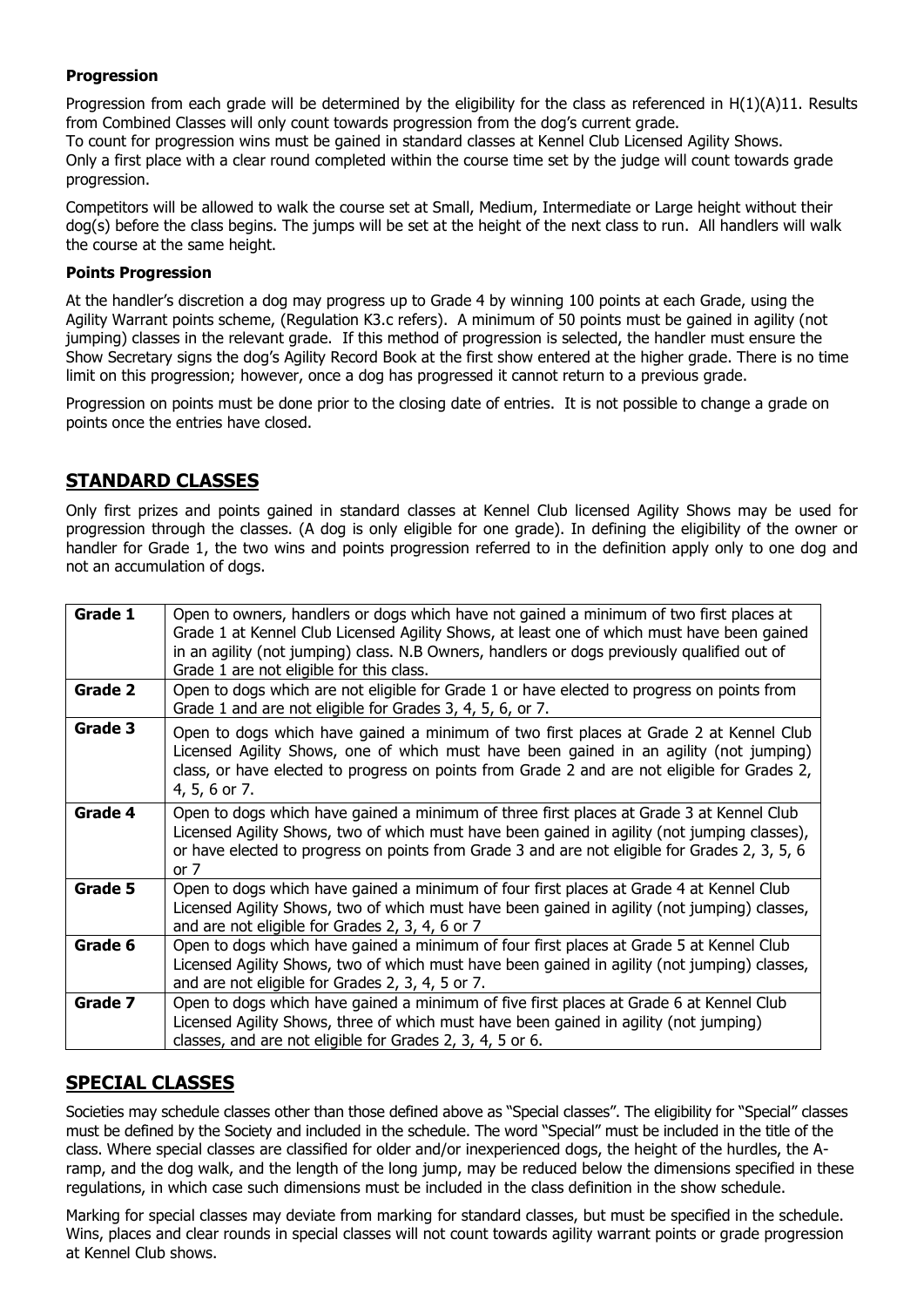**Progression**

Progression from each grade will be determined by the eligibility for the class as referenced in H(1)(A)11. Results from Combined Classes will only count towards progression from the dog's current grade.
To count for progression wins must be gained in standard classes at Kennel Club Licensed Agility Shows.
Only a first place with a clear round completed within the course time set by the judge will count towards grade progression.

Competitors will be allowed to walk the course set at Small, Medium, Intermediate or Large height without their dog(s) before the class begins. The jumps will be set at the height of the next class to run. All handlers will walk the course at the same height.

**Points Progression**

At the handler's discretion a dog may progress up to Grade 4 by winning 100 points at each Grade, using the Agility Warrant points scheme, (Regulation K3.c refers). A minimum of 50 points must be gained in agility (not jumping) classes in the relevant grade. If this method of progression is selected, the handler must ensure the Show Secretary signs the dog's Agility Record Book at the first show entered at the higher grade. There is no time limit on this progression; however, once a dog has progressed it cannot return to a previous grade.

Progression on points must be done prior to the closing date of entries. It is not possible to change a grade on points once the entries have closed.

## STANDARD CLASSES

Only first prizes and points gained in standard classes at Kennel Club licensed Agility Shows may be used for progression through the classes. (A dog is only eligible for one grade). In defining the eligibility of the owner or handler for Grade 1, the two wins and points progression referred to in the definition apply only to one dog and not an accumulation of dogs.

| | |
|---|---|
| **Grade 1** | Open to owners, handlers or dogs which have not gained a minimum of two first places at Grade 1 at Kennel Club Licensed Agility Shows, at least one of which must have been gained in an agility (not jumping) class. N.B Owners, handlers or dogs previously qualified out of Grade 1 are not eligible for this class. |
| **Grade 2** | Open to dogs which are not eligible for Grade 1 or have elected to progress on points from Grade 1 and are not eligible for Grades 3, 4, 5, 6, or 7. |
| **Grade 3** | Open to dogs which have gained a minimum of two first places at Grade 2 at Kennel Club Licensed Agility Shows, one of which must have been gained in an agility (not jumping) class, or have elected to progress on points from Grade 2 and are not eligible for Grades 2, 4, 5, 6 or 7. |
| **Grade 4** | Open to dogs which have gained a minimum of three first places at Grade 3 at Kennel Club Licensed Agility Shows, two of which must have been gained in agility (not jumping classes), or have elected to progress on points from Grade 3 and are not eligible for Grades 2, 3, 5, 6 or 7 |
| **Grade 5** | Open to dogs which have gained a minimum of four first places at Grade 4 at Kennel Club Licensed Agility Shows, two of which must have been gained in agility (not jumping) classes, and are not eligible for Grades 2, 3, 4, 6 or 7 |
| **Grade 6** | Open to dogs which have gained a minimum of four first places at Grade 5 at Kennel Club Licensed Agility Shows, two of which must have been gained in agility (not jumping) classes, and are not eligible for Grades 2, 3, 4, 5 or 7. |
| **Grade 7** | Open to dogs which have gained a minimum of five first places at Grade 6 at Kennel Club Licensed Agility Shows, three of which must have been gained in agility (not jumping) classes, and are not eligible for Grades 2, 3, 4, 5 or 6. |

## SPECIAL CLASSES

Societies may schedule classes other than those defined above as "Special classes". The eligibility for "Special" classes must be defined by the Society and included in the schedule. The word "Special" must be included in the title of the class. Where special classes are classified for older and/or inexperienced dogs, the height of the hurdles, the A-ramp, and the dog walk, and the length of the long jump, may be reduced below the dimensions specified in these regulations, in which case such dimensions must be included in the class definition in the show schedule.

Marking for special classes may deviate from marking for standard classes, but must be specified in the schedule. Wins, places and clear rounds in special classes will not count towards agility warrant points or grade progression at Kennel Club shows.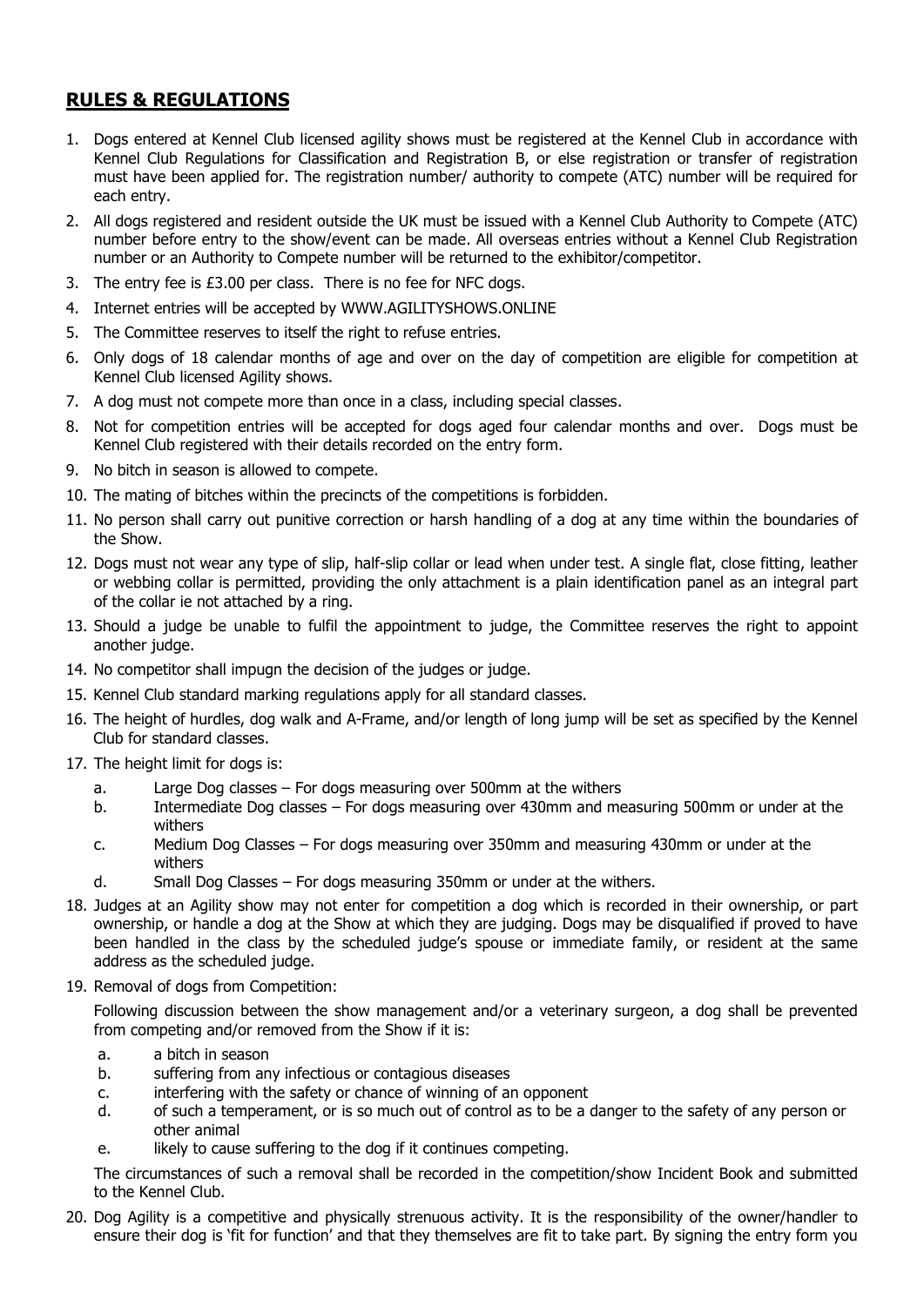## **RULES & REGULATIONS**

1. Dogs entered at Kennel Club licensed agility shows must be registered at the Kennel Club in accordance with Kennel Club Regulations for Classification and Registration B, or else registration or transfer of registration must have been applied for. The registration number/ authority to compete (ATC) number will be required for each entry.
2. All dogs registered and resident outside the UK must be issued with a Kennel Club Authority to Compete (ATC) number before entry to the show/event can be made. All overseas entries without a Kennel Club Registration number or an Authority to Compete number will be returned to the exhibitor/competitor.
3. The entry fee is £3.00 per class. There is no fee for NFC dogs.
4. Internet entries will be accepted by WWW.AGILITYSHOWS.ONLINE
5. The Committee reserves to itself the right to refuse entries.
6. Only dogs of 18 calendar months of age and over on the day of competition are eligible for competition at Kennel Club licensed Agility shows.
7. A dog must not compete more than once in a class, including special classes.
8. Not for competition entries will be accepted for dogs aged four calendar months and over. Dogs must be Kennel Club registered with their details recorded on the entry form.
9. No bitch in season is allowed to compete.
10. The mating of bitches within the precincts of the competitions is forbidden.
11. No person shall carry out punitive correction or harsh handling of a dog at any time within the boundaries of the Show.
12. Dogs must not wear any type of slip, half-slip collar or lead when under test. A single flat, close fitting, leather or webbing collar is permitted, providing the only attachment is a plain identification panel as an integral part of the collar ie not attached by a ring.
13. Should a judge be unable to fulfil the appointment to judge, the Committee reserves the right to appoint another judge.
14. No competitor shall impugn the decision of the judges or judge.
15. Kennel Club standard marking regulations apply for all standard classes.
16. The height of hurdles, dog walk and A-Frame, and/or length of long jump will be set as specified by the Kennel Club for standard classes.
17. The height limit for dogs is:
    a. Large Dog classes – For dogs measuring over 500mm at the withers
    b. Intermediate Dog classes – For dogs measuring over 430mm and measuring 500mm or under at the withers
    c. Medium Dog Classes – For dogs measuring over 350mm and measuring 430mm or under at the withers
    d. Small Dog Classes – For dogs measuring 350mm or under at the withers.
18. Judges at an Agility show may not enter for competition a dog which is recorded in their ownership, or part ownership, or handle a dog at the Show at which they are judging. Dogs may be disqualified if proved to have been handled in the class by the scheduled judge's spouse or immediate family, or resident at the same address as the scheduled judge.
19. Removal of dogs from Competition:

    Following discussion between the show management and/or a veterinary surgeon, a dog shall be prevented from competing and/or removed from the Show if it is:

    a. a bitch in season
    b. suffering from any infectious or contagious diseases
    c. interfering with the safety or chance of winning of an opponent
    d. of such a temperament, or is so much out of control as to be a danger to the safety of any person or other animal
    e. likely to cause suffering to the dog if it continues competing.

    The circumstances of such a removal shall be recorded in the competition/show Incident Book and submitted to the Kennel Club.
20. Dog Agility is a competitive and physically strenuous activity. It is the responsibility of the owner/handler to ensure their dog is 'fit for function' and that they themselves are fit to take part. By signing the entry form you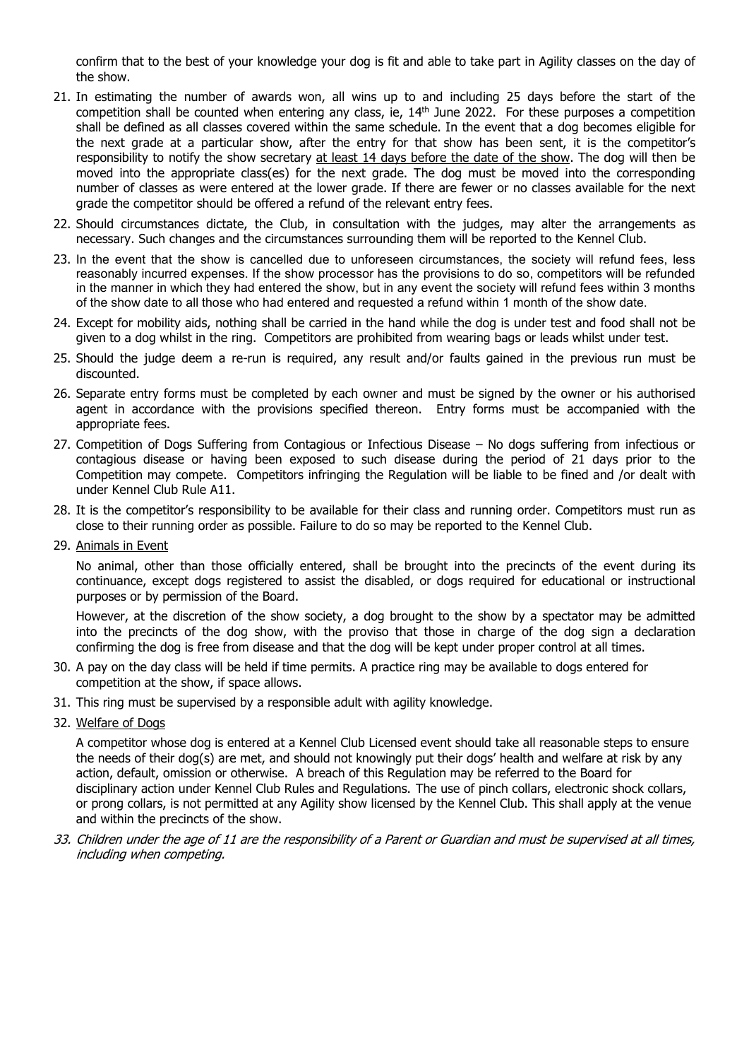confirm that to the best of your knowledge your dog is fit and able to take part in Agility classes on the day of the show.

21. In estimating the number of awards won, all wins up to and including 25 days before the start of the competition shall be counted when entering any class, ie, 14th June 2022. For these purposes a competition shall be defined as all classes covered within the same schedule. In the event that a dog becomes eligible for the next grade at a particular show, after the entry for that show has been sent, it is the competitor's responsibility to notify the show secretary at least 14 days before the date of the show. The dog will then be moved into the appropriate class(es) for the next grade. The dog must be moved into the corresponding number of classes as were entered at the lower grade. If there are fewer or no classes available for the next grade the competitor should be offered a refund of the relevant entry fees.
22. Should circumstances dictate, the Club, in consultation with the judges, may alter the arrangements as necessary. Such changes and the circumstances surrounding them will be reported to the Kennel Club.
23. In the event that the show is cancelled due to unforeseen circumstances, the society will refund fees, less reasonably incurred expenses. If the show processor has the provisions to do so, competitors will be refunded in the manner in which they had entered the show, but in any event the society will refund fees within 3 months of the show date to all those who had entered and requested a refund within 1 month of the show date.
24. Except for mobility aids, nothing shall be carried in the hand while the dog is under test and food shall not be given to a dog whilst in the ring. Competitors are prohibited from wearing bags or leads whilst under test.
25. Should the judge deem a re-run is required, any result and/or faults gained in the previous run must be discounted.
26. Separate entry forms must be completed by each owner and must be signed by the owner or his authorised agent in accordance with the provisions specified thereon. Entry forms must be accompanied with the appropriate fees.
27. Competition of Dogs Suffering from Contagious or Infectious Disease – No dogs suffering from infectious or contagious disease or having been exposed to such disease during the period of 21 days prior to the Competition may compete. Competitors infringing the Regulation will be liable to be fined and /or dealt with under Kennel Club Rule A11.
28. It is the competitor's responsibility to be available for their class and running order. Competitors must run as close to their running order as possible. Failure to do so may be reported to the Kennel Club.
29. Animals in Event

    No animal, other than those officially entered, shall be brought into the precincts of the event during its continuance, except dogs registered to assist the disabled, or dogs required for educational or instructional purposes or by permission of the Board.

    However, at the discretion of the show society, a dog brought to the show by a spectator may be admitted into the precincts of the dog show, with the proviso that those in charge of the dog sign a declaration confirming the dog is free from disease and that the dog will be kept under proper control at all times.
30. A pay on the day class will be held if time permits. A practice ring may be available to dogs entered for competition at the show, if space allows.
31. This ring must be supervised by a responsible adult with agility knowledge.
32. Welfare of Dogs

    A competitor whose dog is entered at a Kennel Club Licensed event should take all reasonable steps to ensure the needs of their dog(s) are met, and should not knowingly put their dogs' health and welfare at risk by any action, default, omission or otherwise. A breach of this Regulation may be referred to the Board for disciplinary action under Kennel Club Rules and Regulations. The use of pinch collars, electronic shock collars, or prong collars, is not permitted at any Agility show licensed by the Kennel Club. This shall apply at the venue and within the precincts of the show.
33. *Children under the age of 11 are the responsibility of a Parent or Guardian and must be supervised at all times, including when competing.*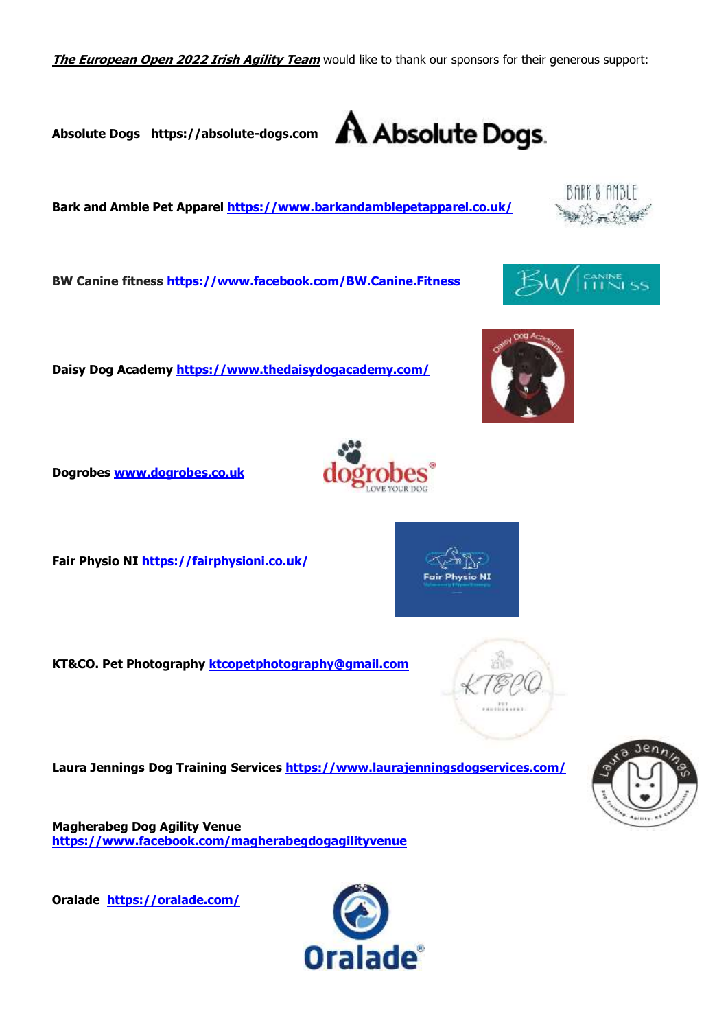***The European Open 2022 Irish Agility Team*** would like to thank our sponsors for their generous support:

**Absolute Dogs https://absolute-dogs.com**

**Bark and Amble Pet Apparel https://www.barkandamblepetapparel.co.uk/**

**BW Canine fitness https://www.facebook.com/BW.Canine.Fitness**

**Daisy Dog Academy https://www.thedaisydogacademy.com/**

**Dogrobes www.dogrobes.co.uk**

**Fair Physio NI https://fairphysioni.co.uk/**

**KT&CO. Pet Photography ktcopetphotography@gmail.com**

**Laura Jennings Dog Training Services https://www.laurajenningsdogservices.com/**

**Magherabeg Dog Agility Venue**
**https://www.facebook.com/magherabegdogagilityvenue**

**Oralade https://oralade.com/**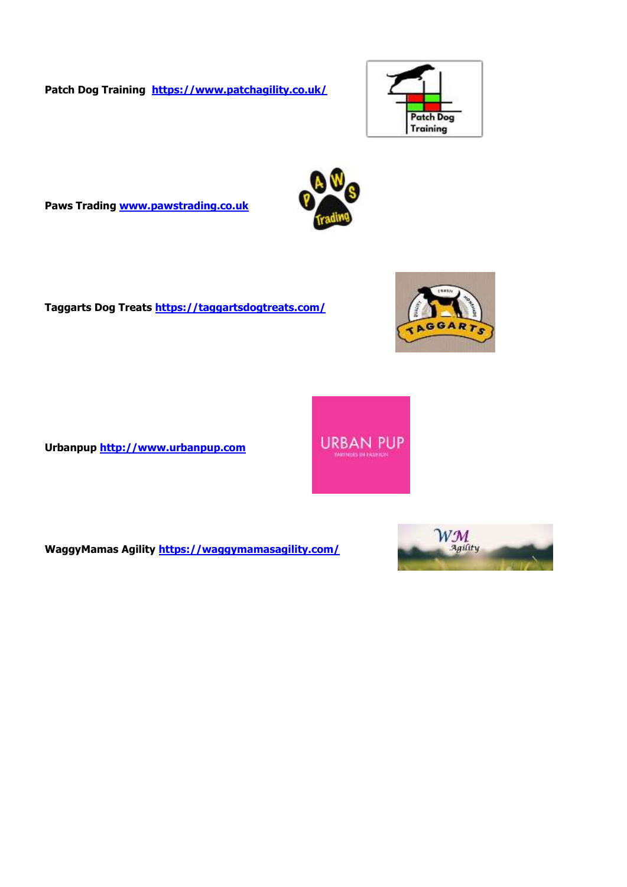**Patch Dog Training** [https://www.patchagility.co.uk/](https://www.patchagility.co.uk/)

**Paws Trading** [www.pawstrading.co.uk](http://www.pawstrading.co.uk)

**Taggarts Dog Treats** [https://taggartsdogtreats.com/](https://taggartsdogtreats.com/)

**Urbanpup** [http://www.urbanpup.com](http://www.urbanpup.com)

**WaggyMamas Agility** [https://waggymamasagility.com/](https://waggymamasagility.com/)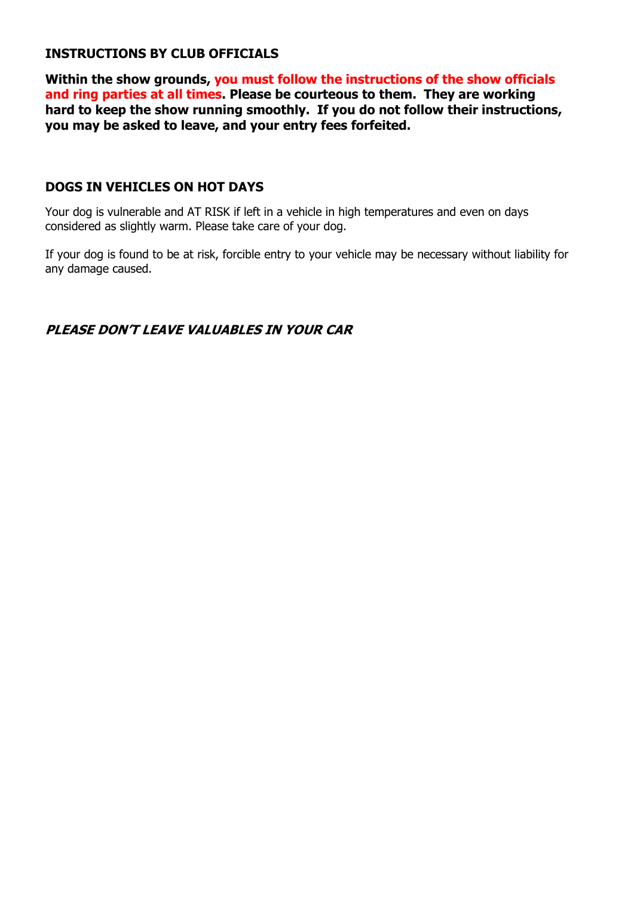## INSTRUCTIONS BY CLUB OFFICIALS

**Within the show grounds, you must follow the instructions of the show officials and ring parties at all times. Please be courteous to them. They are working hard to keep the show running smoothly. If you do not follow their instructions, you may be asked to leave, and your entry fees forfeited.**

## DOGS IN VEHICLES ON HOT DAYS

Your dog is vulnerable and AT RISK if left in a vehicle in high temperatures and even on days considered as slightly warm. Please take care of your dog.

If your dog is found to be at risk, forcible entry to your vehicle may be necessary without liability for any damage caused.

***PLEASE DON'T LEAVE VALUABLES IN YOUR CAR***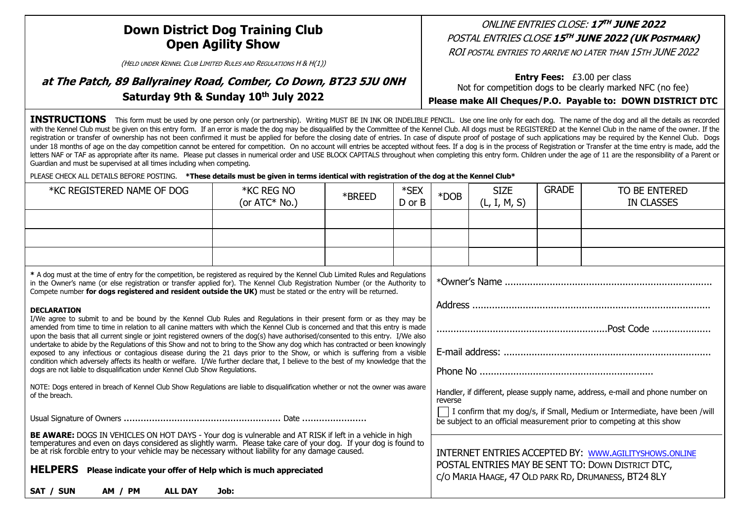## Down District Dog Training Club
## Open Agility Show

(Held under Kennel Club Limited Rules and Regulations H & H(1))

### *at The Patch, 89 Ballyrainey Road, Comber, Co Down, BT23 5JU 0NH*
### Saturday 9th & Sunday 10th July 2022

*ONLINE ENTRIES CLOSE:* ***17TH JUNE 2022***

*POSTAL ENTRIES CLOSE* ***15TH JUNE 2022 (UK POSTMARK)***

*ROI POSTAL ENTRIES TO ARRIVE NO LATER THAN 15TH JUNE 2022*

**Entry Fees:** £3.00 per class

Not for competition dogs to be clearly marked NFC (no fee)

**Please make All Cheques/P.O. Payable to: DOWN DISTRICT DTC**

**INSTRUCTIONS** This form must be used by one person only (or partnership). Writing MUST BE IN INK OR INDELIBLE PENCIL. Use one line only for each dog. The name of the dog and all the details as recorded with the Kennel Club must be given on this entry form. If an error is made the dog may be disqualified by the Committee of the Kennel Club. All dogs must be REGISTERED at the Kennel Club in the name of the owner. If the registration or transfer of ownership has not been confirmed it must be applied for before the closing date of entries. In case of dispute proof of postage of such applications may be required by the Kennel Club. Dogs under 18 months of age on the day competition cannot be entered for competition. On no account will entries be accepted without fees. If a dog is in the process of Registration or Transfer at the time entry is made, add the letters NAF or TAF as appropriate after its name. Please put classes in numerical order and USE BLOCK CAPITALS throughout when completing this entry form. Children under the age of 11 are the responsibility of a Parent or Guardian and must be supervised at all times including when competing.

PLEASE CHECK ALL DETAILS BEFORE POSTING. **\*These details must be given in terms identical with registration of the dog at the Kennel Club\***

| \*KC REGISTERED NAME OF DOG | \*KC REG NO (or ATC\* No.) | \*BREED | \*SEX D or B | \*DOB | SIZE (L, I, M, S) | GRADE | TO BE ENTERED IN CLASSES |
|---|---|---|---|---|---|---|---|
| | | | | | | | |
| | | | | | | | |
| | | | | | | | |

**\*** A dog must at the time of entry for the competition, be registered as required by the Kennel Club Limited Rules and Regulations in the Owner's name (or else registration or transfer applied for). The Kennel Club Registration Number (or the Authority to Compete number **for dogs registered and resident outside the UK)** must be stated or the entry will be returned.

**DECLARATION**

I/We agree to submit to and be bound by the Kennel Club Rules and Regulations in their present form or as they may be amended from time to time in relation to all canine matters with which the Kennel Club is concerned and that this entry is made upon the basis that all current single or joint registered owners of the dog(s) have authorised/consented to this entry. I/We also undertake to abide by the Regulations of this Show and not to bring to the Show any dog which has contracted or been knowingly exposed to any infectious or contagious disease during the 21 days prior to the Show, or which is suffering from a visible condition which adversely affects its health or welfare. I/We further declare that, I believe to the best of my knowledge that the dogs are not liable to disqualification under Kennel Club Show Regulations.

NOTE: Dogs entered in breach of Kennel Club Show Regulations are liable to disqualification whether or not the owner was aware of the breach.

Usual Signature of Owners ........................................................ Date .......................

**BE AWARE:** DOGS IN VEHICLES ON HOT DAYS - Your dog is vulnerable and AT RISK if left in a vehicle in high temperatures and even on days considered as slightly warm. Please take care of your dog. If your dog is found to be at risk forcible entry to your vehicle may be necessary without liability for any damage caused.

**HELPERS Please indicate your offer of Help which is much appreciated**

**SAT / SUN AM / PM ALL DAY Job:**

\*Owner's Name ..........................................................................

Address .....................................................................................

.............................................................Post Code .....................

E-mail address: ..........................................................................

Phone No .............................................................

Handler, if different, please supply name, address, e-mail and phone number on reverse

☐ I confirm that my dog/s, if Small, Medium or Intermediate, have been /will be subject to an official measurement prior to competing at this show

INTERNET ENTRIES ACCEPTED BY: WWW.AGILITYSHOWS.ONLINE

POSTAL ENTRIES MAY BE SENT TO: DOWN DISTRICT DTC, C/O MARIA HAAGE, 47 OLD PARK RD, DRUMANESS, BT24 8LY